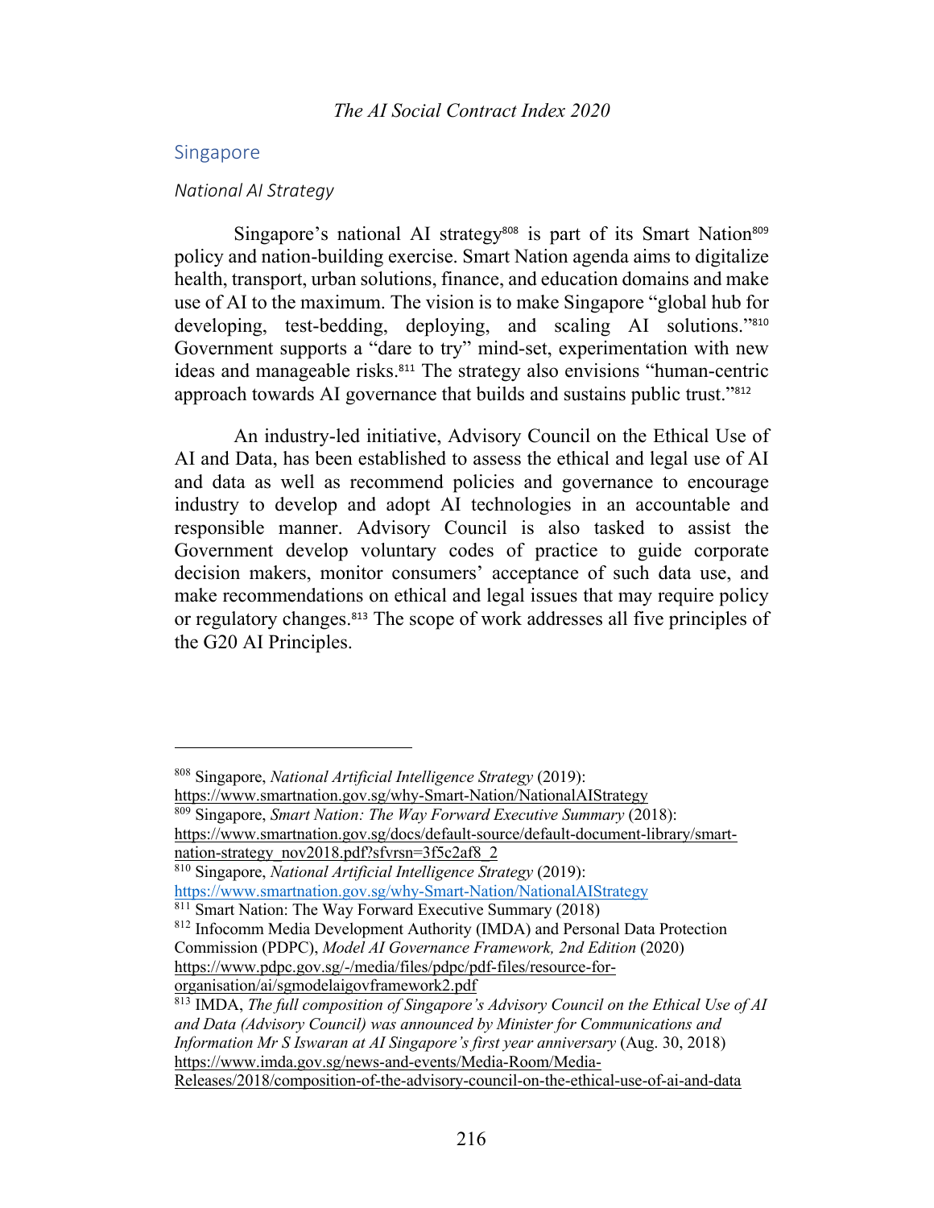## Singapore

### *National AI Strategy*

Singapore's national AI strategy[808] is part of its Smart Nation[809] policy and nation-building exercise. Smart Nation agenda aims to digitalize health, transport, urban solutions, finance, and education domains and make use of AI to the maximum. The vision is to make Singapore "global hub for developing, test-bedding, deploying, and scaling AI solutions."[810] Government supports a "dare to try" mind-set, experimentation with new ideas and manageable risks.[811] The strategy also envisions "human-centric approach towards AI governance that builds and sustains public trust."[812]

An industry-led initiative, Advisory Council on the Ethical Use of AI and Data, has been established to assess the ethical and legal use of AI and data as well as recommend policies and governance to encourage industry to develop and adopt AI technologies in an accountable and responsible manner. Advisory Council is also tasked to assist the Government develop voluntary codes of practice to guide corporate decision makers, monitor consumers' acceptance of such data use, and make recommendations on ethical and legal issues that may require policy or regulatory changes.[813] The scope of work addresses all five principles of the G20 AI Principles.

---

[808] Singapore, *National Artificial Intelligence Strategy* (2019): https://www.smartnation.gov.sg/why-Smart-Nation/NationalAIStrategy

[809] Singapore, *Smart Nation: The Way Forward Executive Summary* (2018): https://www.smartnation.gov.sg/docs/default-source/default-document-library/smart-nation-strategy_nov2018.pdf?sfvrsn=3f5c2af8_2

[810] Singapore, *National Artificial Intelligence Strategy* (2019): https://www.smartnation.gov.sg/why-Smart-Nation/NationalAIStrategy

[811] Smart Nation: The Way Forward Executive Summary (2018)

[812] Infocomm Media Development Authority (IMDA) and Personal Data Protection Commission (PDPC), *Model AI Governance Framework, 2nd Edition* (2020) https://www.pdpc.gov.sg/-/media/files/pdpc/pdf-files/resource-for-organisation/ai/sgmodelaigovframework2.pdf

[813] IMDA, *The full composition of Singapore's Advisory Council on the Ethical Use of AI and Data (Advisory Council) was announced by Minister for Communications and Information Mr S Iswaran at AI Singapore's first year anniversary* (Aug. 30, 2018) https://www.imda.gov.sg/news-and-events/Media-Room/Media-Releases/2018/composition-of-the-advisory-council-on-the-ethical-use-of-ai-and-data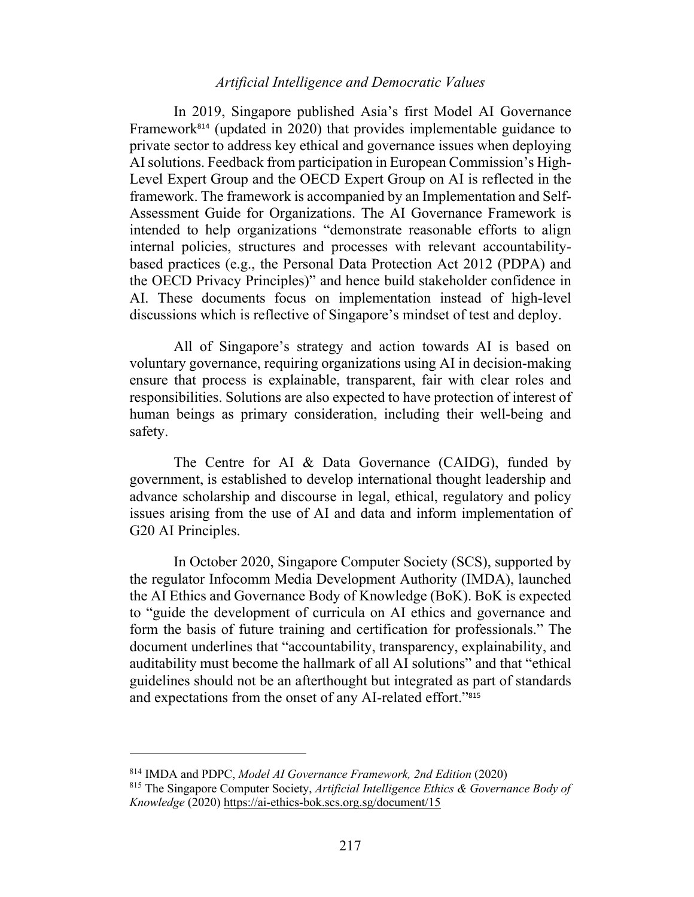In 2019, Singapore published Asia's first Model AI Governance Framework[814] (updated in 2020) that provides implementable guidance to private sector to address key ethical and governance issues when deploying AI solutions. Feedback from participation in European Commission's High-Level Expert Group and the OECD Expert Group on AI is reflected in the framework. The framework is accompanied by an Implementation and Self-Assessment Guide for Organizations. The AI Governance Framework is intended to help organizations "demonstrate reasonable efforts to align internal policies, structures and processes with relevant accountability-based practices (e.g., the Personal Data Protection Act 2012 (PDPA) and the OECD Privacy Principles)" and hence build stakeholder confidence in AI. These documents focus on implementation instead of high-level discussions which is reflective of Singapore's mindset of test and deploy.

All of Singapore's strategy and action towards AI is based on voluntary governance, requiring organizations using AI in decision-making ensure that process is explainable, transparent, fair with clear roles and responsibilities. Solutions are also expected to have protection of interest of human beings as primary consideration, including their well-being and safety.

The Centre for AI & Data Governance (CAIDG), funded by government, is established to develop international thought leadership and advance scholarship and discourse in legal, ethical, regulatory and policy issues arising from the use of AI and data and inform implementation of G20 AI Principles.

In October 2020, Singapore Computer Society (SCS), supported by the regulator Infocomm Media Development Authority (IMDA), launched the AI Ethics and Governance Body of Knowledge (BoK). BoK is expected to "guide the development of curricula on AI ethics and governance and form the basis of future training and certification for professionals." The document underlines that "accountability, transparency, explainability, and auditability must become the hallmark of all AI solutions" and that "ethical guidelines should not be an afterthought but integrated as part of standards and expectations from the onset of any AI-related effort."[815]

---

[814] IMDA and PDPC, *Model AI Governance Framework, 2nd Edition* (2020)

[815] The Singapore Computer Society, *Artificial Intelligence Ethics & Governance Body of Knowledge* (2020) https://ai-ethics-bok.scs.org.sg/document/15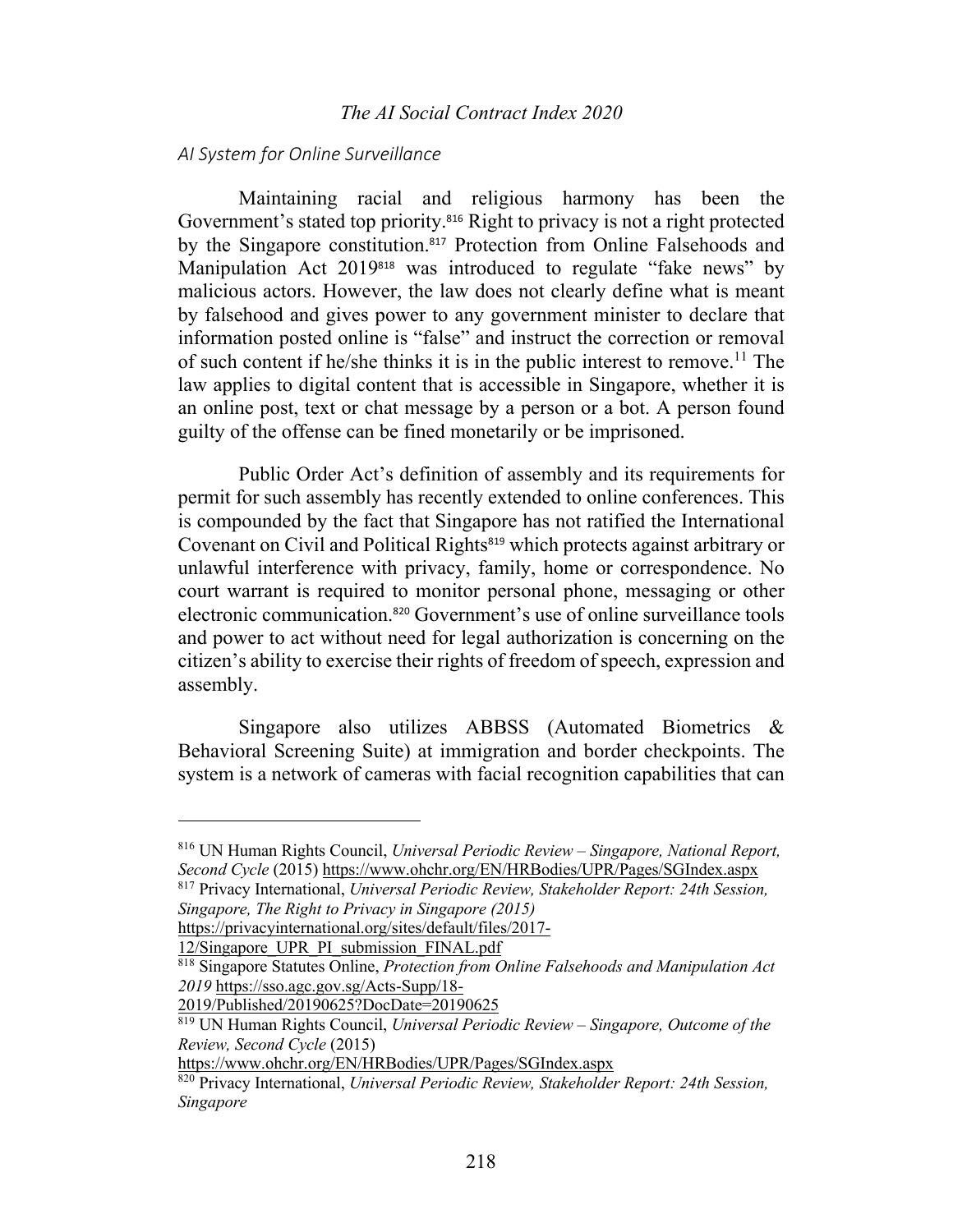### AI System for Online Surveillance

Maintaining racial and religious harmony has been the Government's stated top priority.[816] Right to privacy is not a right protected by the Singapore constitution.[817] Protection from Online Falsehoods and Manipulation Act 2019[818] was introduced to regulate "fake news" by malicious actors. However, the law does not clearly define what is meant by falsehood and gives power to any government minister to declare that information posted online is "false" and instruct the correction or removal of such content if he/she thinks it is in the public interest to remove.[11] The law applies to digital content that is accessible in Singapore, whether it is an online post, text or chat message by a person or a bot. A person found guilty of the offense can be fined monetarily or be imprisoned.

Public Order Act's definition of assembly and its requirements for permit for such assembly has recently extended to online conferences. This is compounded by the fact that Singapore has not ratified the International Covenant on Civil and Political Rights[819] which protects against arbitrary or unlawful interference with privacy, family, home or correspondence. No court warrant is required to monitor personal phone, messaging or other electronic communication.[820] Government's use of online surveillance tools and power to act without need for legal authorization is concerning on the citizen's ability to exercise their rights of freedom of speech, expression and assembly.

Singapore also utilizes ABBSS (Automated Biometrics & Behavioral Screening Suite) at immigration and border checkpoints. The system is a network of cameras with facial recognition capabilities that can

---

[816] UN Human Rights Council, *Universal Periodic Review – Singapore, National Report, Second Cycle* (2015) https://www.ohchr.org/EN/HRBodies/UPR/Pages/SGIndex.aspx

[817] Privacy International, *Universal Periodic Review, Stakeholder Report: 24th Session, Singapore, The Right to Privacy in Singapore (2015)* https://privacyinternational.org/sites/default/files/2017-12/Singapore_UPR_PI_submission_FINAL.pdf

[818] Singapore Statutes Online, *Protection from Online Falsehoods and Manipulation Act 2019* https://sso.agc.gov.sg/Acts-Supp/18-2019/Published/20190625?DocDate=20190625

[819] UN Human Rights Council, *Universal Periodic Review – Singapore, Outcome of the Review, Second Cycle* (2015) https://www.ohchr.org/EN/HRBodies/UPR/Pages/SGIndex.aspx

[820] Privacy International, *Universal Periodic Review, Stakeholder Report: 24th Session, Singapore*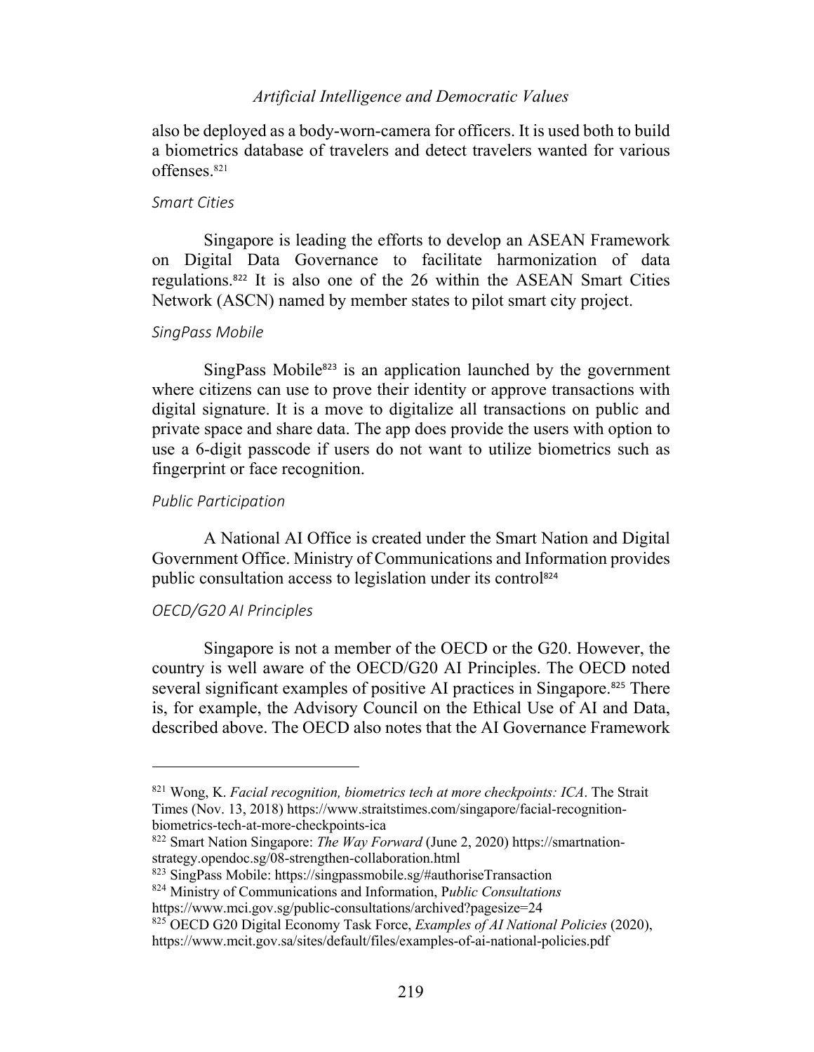also be deployed as a body-worn-camera for officers. It is used both to build a biometrics database of travelers and detect travelers wanted for various offenses.[821]

*Smart Cities*

Singapore is leading the efforts to develop an ASEAN Framework on Digital Data Governance to facilitate harmonization of data regulations.[822] It is also one of the 26 within the ASEAN Smart Cities Network (ASCN) named by member states to pilot smart city project.

*SingPass Mobile*

SingPass Mobile[823] is an application launched by the government where citizens can use to prove their identity or approve transactions with digital signature. It is a move to digitalize all transactions on public and private space and share data. The app does provide the users with option to use a 6-digit passcode if users do not want to utilize biometrics such as fingerprint or face recognition.

*Public Participation*

A National AI Office is created under the Smart Nation and Digital Government Office. Ministry of Communications and Information provides public consultation access to legislation under its control[824]

*OECD/G20 AI Principles*

Singapore is not a member of the OECD or the G20. However, the country is well aware of the OECD/G20 AI Principles. The OECD noted several significant examples of positive AI practices in Singapore.[825] There is, for example, the Advisory Council on the Ethical Use of AI and Data, described above. The OECD also notes that the AI Governance Framework

---

[821] Wong, K. *Facial recognition, biometrics tech at more checkpoints: ICA*. The Strait Times (Nov. 13, 2018) https://www.straitstimes.com/singapore/facial-recognition-biometrics-tech-at-more-checkpoints-ica

[822] Smart Nation Singapore: *The Way Forward* (June 2, 2020) https://smartnation-strategy.opendoc.sg/08-strengthen-collaboration.html

[823] SingPass Mobile: https://singpassmobile.sg/#authoriseTransaction

[824] Ministry of Communications and Information, P*ublic Consultations* https://www.mci.gov.sg/public-consultations/archived?pagesize=24

[825] OECD G20 Digital Economy Task Force, *Examples of AI National Policies* (2020), https://www.mcit.gov.sa/sites/default/files/examples-of-ai-national-policies.pdf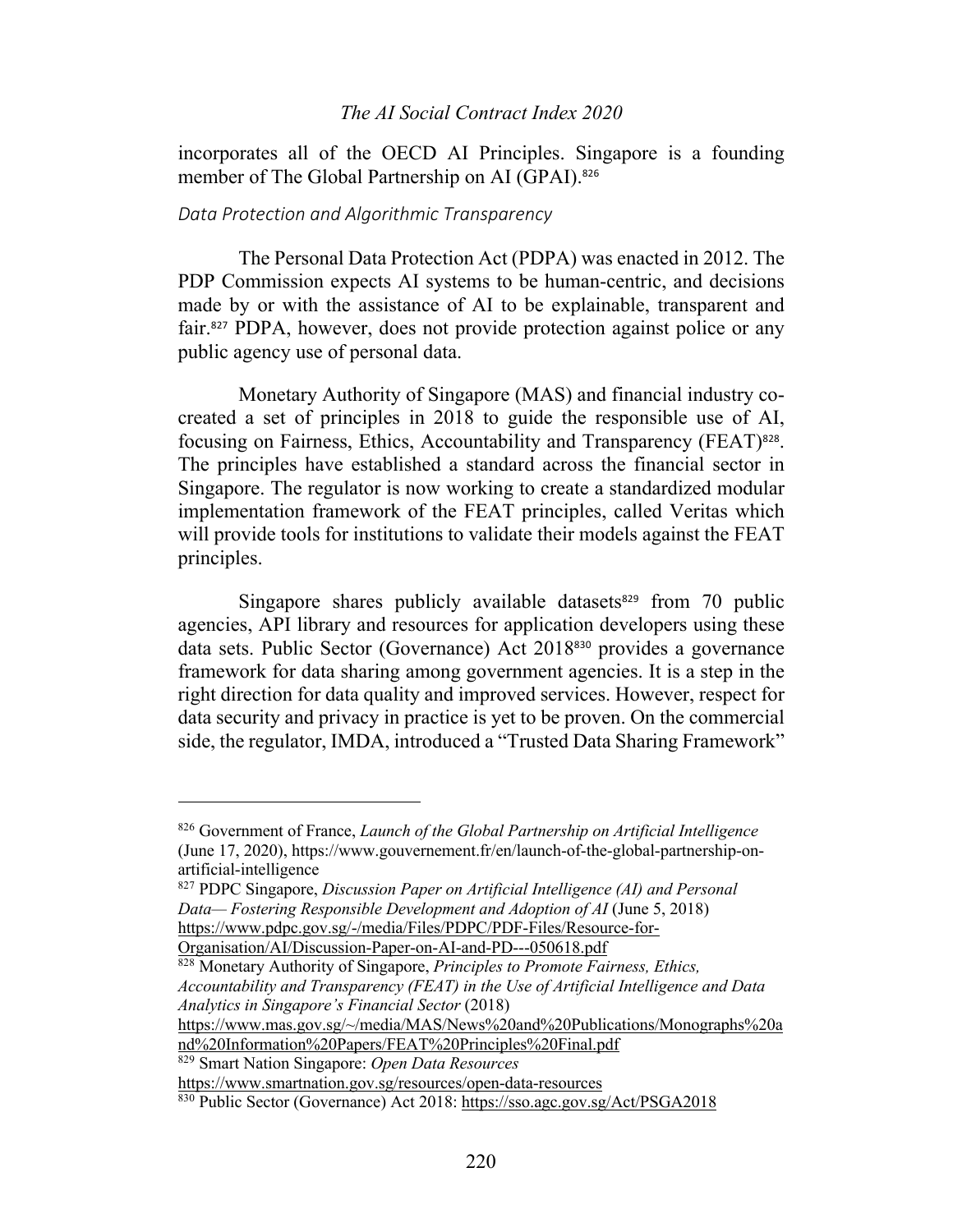incorporates all of the OECD AI Principles. Singapore is a founding member of The Global Partnership on AI (GPAI).[826]

*Data Protection and Algorithmic Transparency*

The Personal Data Protection Act (PDPA) was enacted in 2012. The PDP Commission expects AI systems to be human-centric, and decisions made by or with the assistance of AI to be explainable, transparent and fair.[827] PDPA, however, does not provide protection against police or any public agency use of personal data.

Monetary Authority of Singapore (MAS) and financial industry co-created a set of principles in 2018 to guide the responsible use of AI, focusing on Fairness, Ethics, Accountability and Transparency (FEAT)[828]. The principles have established a standard across the financial sector in Singapore. The regulator is now working to create a standardized modular implementation framework of the FEAT principles, called Veritas which will provide tools for institutions to validate their models against the FEAT principles.

Singapore shares publicly available datasets[829] from 70 public agencies, API library and resources for application developers using these data sets. Public Sector (Governance) Act 2018[830] provides a governance framework for data sharing among government agencies. It is a step in the right direction for data quality and improved services. However, respect for data security and privacy in practice is yet to be proven. On the commercial side, the regulator, IMDA, introduced a "Trusted Data Sharing Framework"

---

[826] Government of France, *Launch of the Global Partnership on Artificial Intelligence* (June 17, 2020), https://www.gouvernement.fr/en/launch-of-the-global-partnership-on-artificial-intelligence

[827] PDPC Singapore, *Discussion Paper on Artificial Intelligence (AI) and Personal Data— Fostering Responsible Development and Adoption of AI* (June 5, 2018) https://www.pdpc.gov.sg/-/media/Files/PDPC/PDF-Files/Resource-for-Organisation/AI/Discussion-Paper-on-AI-and-PD---050618.pdf

[828] Monetary Authority of Singapore, *Principles to Promote Fairness, Ethics, Accountability and Transparency (FEAT) in the Use of Artificial Intelligence and Data Analytics in Singapore's Financial Sector* (2018) https://www.mas.gov.sg/~/media/MAS/News%20and%20Publications/Monographs%20and%20Information%20Papers/FEAT%20Principles%20Final.pdf

[829] Smart Nation Singapore: *Open Data Resources* https://www.smartnation.gov.sg/resources/open-data-resources

[830] Public Sector (Governance) Act 2018: https://sso.agc.gov.sg/Act/PSGA2018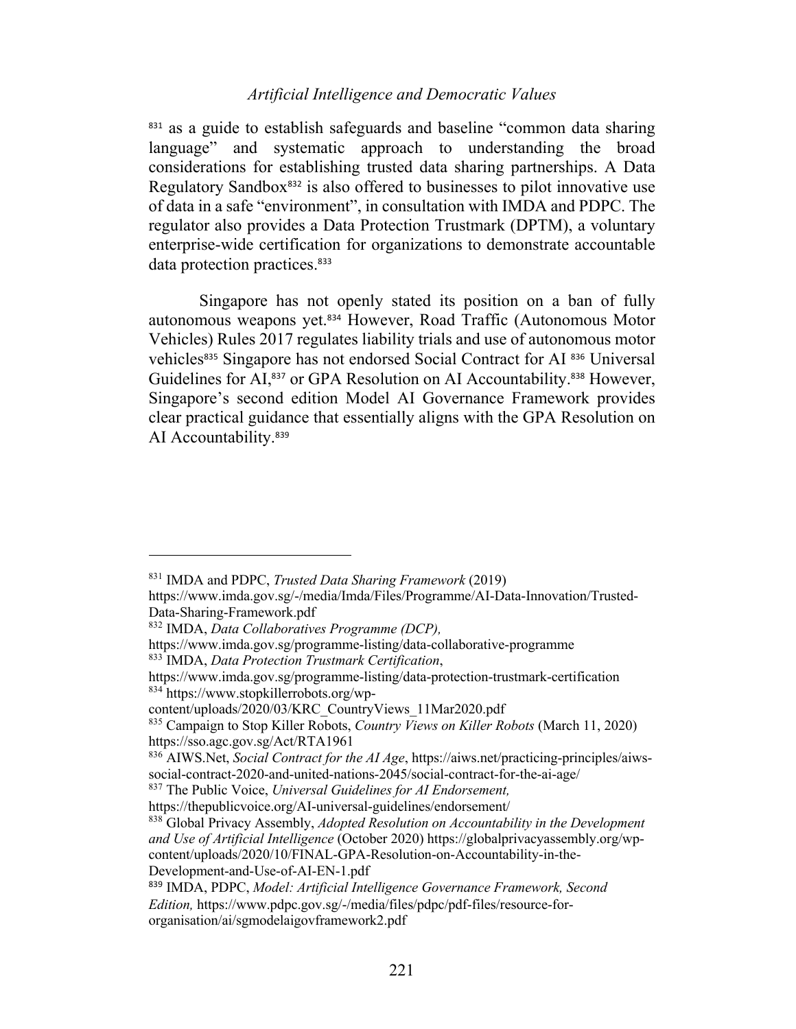[831] as a guide to establish safeguards and baseline "common data sharing language" and systematic approach to understanding the broad considerations for establishing trusted data sharing partnerships. A Data Regulatory Sandbox[832] is also offered to businesses to pilot innovative use of data in a safe "environment", in consultation with IMDA and PDPC. The regulator also provides a Data Protection Trustmark (DPTM), a voluntary enterprise-wide certification for organizations to demonstrate accountable data protection practices.[833]

Singapore has not openly stated its position on a ban of fully autonomous weapons yet.[834] However, Road Traffic (Autonomous Motor Vehicles) Rules 2017 regulates liability trials and use of autonomous motor vehicles[835] Singapore has not endorsed Social Contract for AI [836] Universal Guidelines for AI,[837] or GPA Resolution on AI Accountability.[838] However, Singapore's second edition Model AI Governance Framework provides clear practical guidance that essentially aligns with the GPA Resolution on AI Accountability.[839]

---

[831] IMDA and PDPC, *Trusted Data Sharing Framework* (2019) https://www.imda.gov.sg/-/media/Imda/Files/Programme/AI-Data-Innovation/Trusted-Data-Sharing-Framework.pdf

[832] IMDA, *Data Collaboratives Programme (DCP),* https://www.imda.gov.sg/programme-listing/data-collaborative-programme

[833] IMDA, *Data Protection Trustmark Certification*, https://www.imda.gov.sg/programme-listing/data-protection-trustmark-certification

[834] https://www.stopkillerrobots.org/wp-content/uploads/2020/03/KRC_CountryViews_11Mar2020.pdf

[835] Campaign to Stop Killer Robots, *Country Views on Killer Robots* (March 11, 2020) https://sso.agc.gov.sg/Act/RTA1961

[836] AIWS.Net, *Social Contract for the AI Age*, https://aiws.net/practicing-principles/aiws-social-contract-2020-and-united-nations-2045/social-contract-for-the-ai-age/

[837] The Public Voice, *Universal Guidelines for AI Endorsement,* https://thepublicvoice.org/AI-universal-guidelines/endorsement/

[838] Global Privacy Assembly, *Adopted Resolution on Accountability in the Development and Use of Artificial Intelligence* (October 2020) https://globalprivacyassembly.org/wp-content/uploads/2020/10/FINAL-GPA-Resolution-on-Accountability-in-the-Development-and-Use-of-AI-EN-1.pdf

[839] IMDA, PDPC, *Model: Artificial Intelligence Governance Framework, Second Edition,* https://www.pdpc.gov.sg/-/media/files/pdpc/pdf-files/resource-for-organisation/ai/sgmodelaigovframework2.pdf